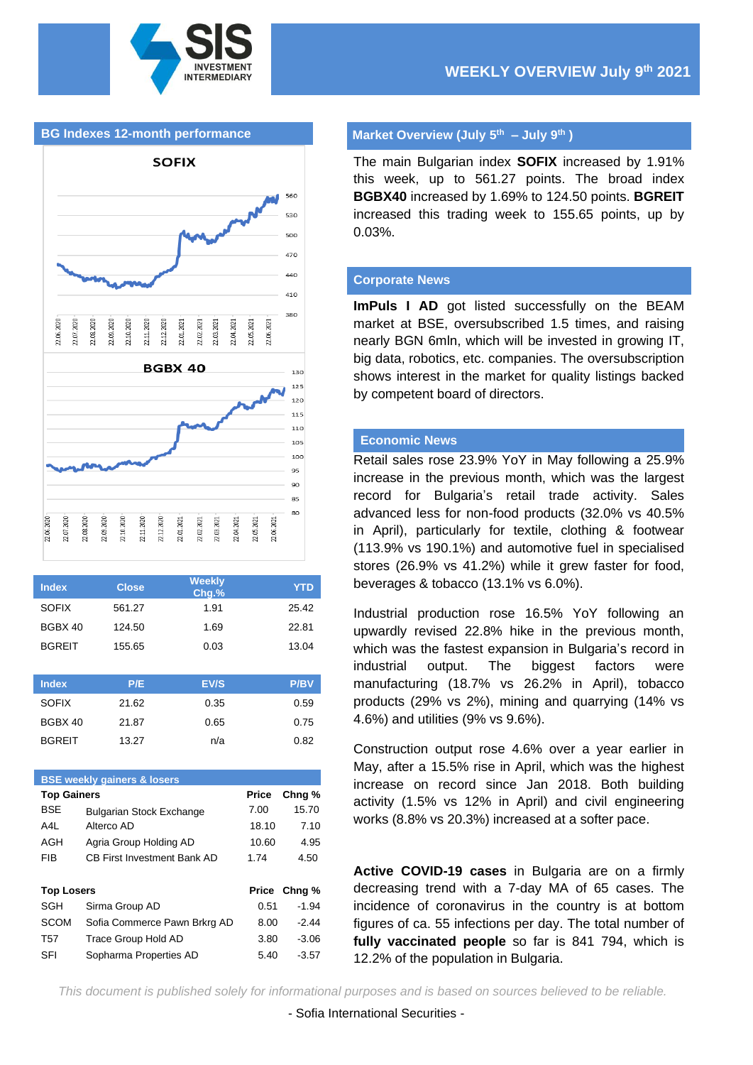# WEEKLY OVERVIEW July 9th 2021

## BG Indexes 12-month performance

| Index | Close | Weekly Chg.% | YTD |
|---|---|---|---|
| SOFIX | 561.27 | 1.91 | 25.42 |
| BGBX 40 | 124.50 | 1.69 | 22.81 |
| BGREIT | 155.65 | 0.03 | 13.04 |

| Index | P/E | EV/S | P/BV |
|---|---|---|---|
| SOFIX | 21.62 | 0.35 | 0.59 |
| BGBX 40 | 21.87 | 0.65 | 0.75 |
| BGREIT | 13.27 | n/a | 0.82 |

## BSE weekly gainers & losers

| Top Gainers | | Price | Chng % |
|---|---|---|---|
| BSE | Bulgarian Stock Exchange | 7.00 | 15.70 |
| A4L | Alterco AD | 18.10 | 7.10 |
| AGH | Agria Group Holding AD | 10.60 | 4.95 |
| FIB | CB First Investment Bank AD | 1.74 | 4.50 |

| Top Losers | | Price | Chng % |
|---|---|---|---|
| SGH | Sirma Group AD | 0.51 | -1.94 |
| SCOM | Sofia Commerce Pawn Brkrg AD | 8.00 | -2.44 |
| T57 | Trace Group Hold AD | 3.80 | -3.06 |
| SFI | Sopharma Properties AD | 5.40 | -3.57 |

## Market Overview (July 5th – July 9th)

The main Bulgarian index **SOFIX** increased by 1.91% this week, up to 561.27 points. The broad index **BGBX40** increased by 1.69% to 124.50 points. **BGREIT** increased this trading week to 155.65 points, up by 0.03%.

## Corporate News

**ImPuls I AD** got listed successfully on the BEAM market at BSE, oversubscribed 1.5 times, and raising nearly BGN 6mln, which will be invested in growing IT, big data, robotics, etc. companies. The oversubscription shows interest in the market for quality listings backed by competent board of directors.

## Economic News

Retail sales rose 23.9% YoY in May following a 25.9% increase in the previous month, which was the largest record for Bulgaria's retail trade activity. Sales advanced less for non-food products (32.0% vs 40.5% in April), particularly for textile, clothing & footwear (113.9% vs 190.1%) and automotive fuel in specialised stores (26.9% vs 41.2%) while it grew faster for food, beverages & tobacco (13.1% vs 6.0%).

Industrial production rose 16.5% YoY following an upwardly revised 22.8% hike in the previous month, which was the fastest expansion in Bulgaria's record in industrial output. The biggest factors were manufacturing (18.7% vs 26.2% in April), tobacco products (29% vs 2%), mining and quarrying (14% vs 4.6%) and utilities (9% vs 9.6%).

Construction output rose 4.6% over a year earlier in May, after a 15.5% rise in April, which was the highest increase on record since Jan 2018. Both building activity (1.5% vs 12% in April) and civil engineering works (8.8% vs 20.3%) increased at a softer pace.

**Active COVID-19 cases** in Bulgaria are on a firmly decreasing trend with a 7-day MA of 65 cases. The incidence of coronavirus in the country is at bottom figures of ca. 55 infections per day. The total number of **fully vaccinated people** so far is 841 794, which is 12.2% of the population in Bulgaria.

*This document is published solely for informational purposes and is based on sources believed to be reliable.*

- Sofia International Securities -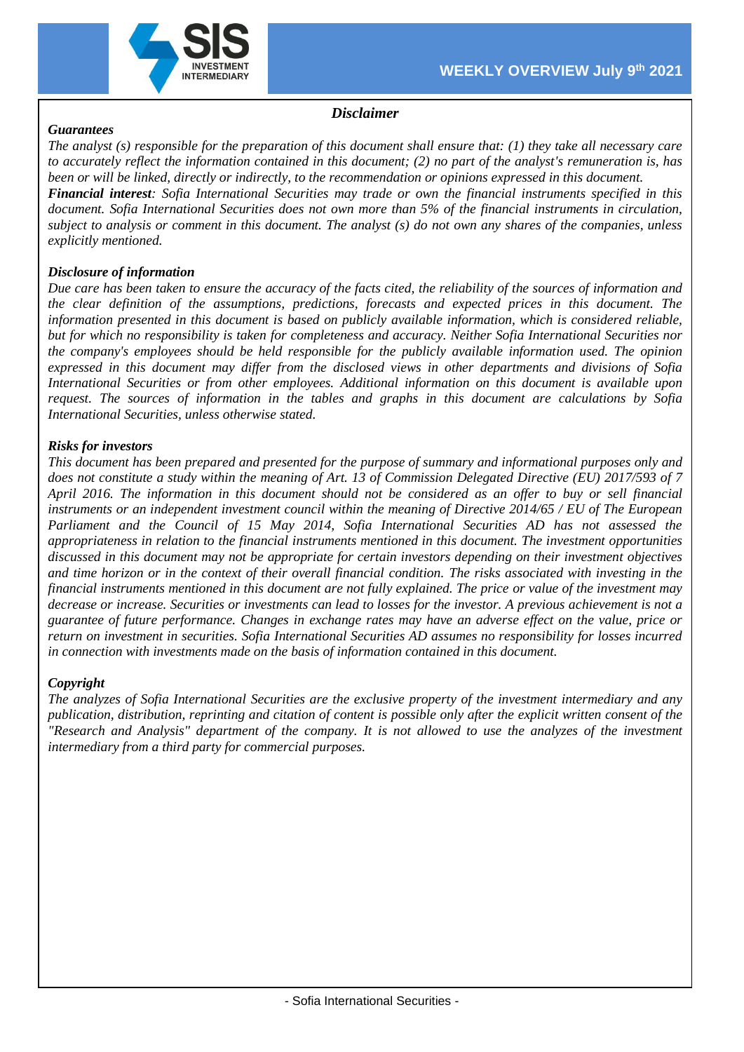# *Disclaimer*

***Guarantees***

*The analyst (s) responsible for the preparation of this document shall ensure that: (1) they take all necessary care to accurately reflect the information contained in this document; (2) no part of the analyst's remuneration is, has been or will be linked, directly or indirectly, to the recommendation or opinions expressed in this document.*

***Financial interest****: Sofia International Securities may trade or own the financial instruments specified in this document. Sofia International Securities does not own more than 5% of the financial instruments in circulation, subject to analysis or comment in this document. The analyst (s) do not own any shares of the companies, unless explicitly mentioned.*

***Disclosure of information***

*Due care has been taken to ensure the accuracy of the facts cited, the reliability of the sources of information and the clear definition of the assumptions, predictions, forecasts and expected prices in this document. The information presented in this document is based on publicly available information, which is considered reliable, but for which no responsibility is taken for completeness and accuracy. Neither Sofia International Securities nor the company's employees should be held responsible for the publicly available information used. The opinion expressed in this document may differ from the disclosed views in other departments and divisions of Sofia International Securities or from other employees. Additional information on this document is available upon request. The sources of information in the tables and graphs in this document are calculations by Sofia International Securities, unless otherwise stated.*

***Risks for investors***

*This document has been prepared and presented for the purpose of summary and informational purposes only and does not constitute a study within the meaning of Art. 13 of Commission Delegated Directive (EU) 2017/593 of 7 April 2016. The information in this document should not be considered as an offer to buy or sell financial instruments or an independent investment council within the meaning of Directive 2014/65 / EU of The European Parliament and the Council of 15 May 2014, Sofia International Securities AD has not assessed the appropriateness in relation to the financial instruments mentioned in this document. The investment opportunities discussed in this document may not be appropriate for certain investors depending on their investment objectives and time horizon or in the context of their overall financial condition. The risks associated with investing in the financial instruments mentioned in this document are not fully explained. The price or value of the investment may decrease or increase. Securities or investments can lead to losses for the investor. A previous achievement is not a guarantee of future performance. Changes in exchange rates may have an adverse effect on the value, price or return on investment in securities. Sofia International Securities AD assumes no responsibility for losses incurred in connection with investments made on the basis of information contained in this document.*

***Copyright***

*The analyzes of Sofia International Securities are the exclusive property of the investment intermediary and any publication, distribution, reprinting and citation of content is possible only after the explicit written consent of the "Research and Analysis" department of the company. It is not allowed to use the analyzes of the investment intermediary from a third party for commercial purposes.*